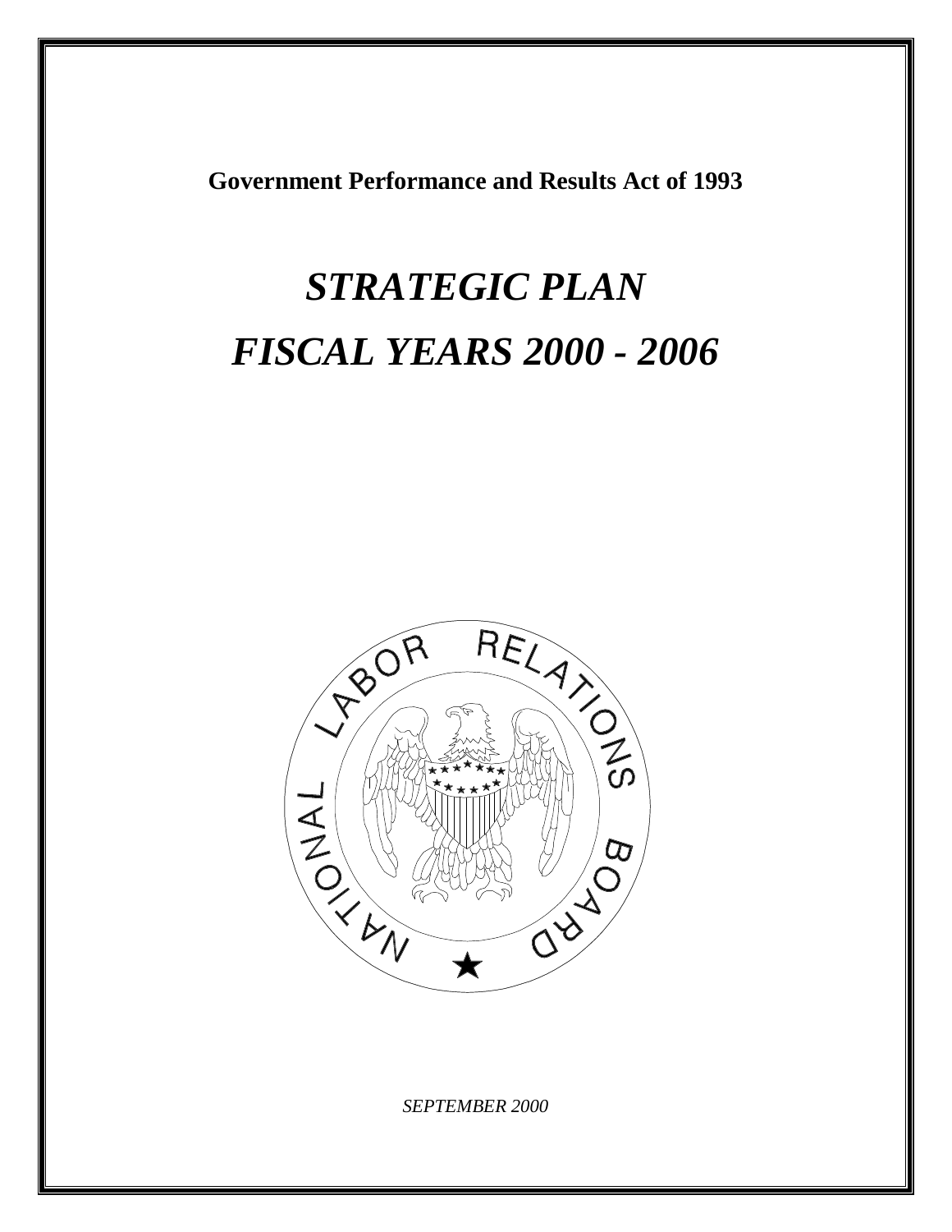**Government Performance and Results Act of 1993**

# *STRATEGIC PLAN*

# *FISCAL YEARS 2000 - 2006*

*SEPTEMBER 2000*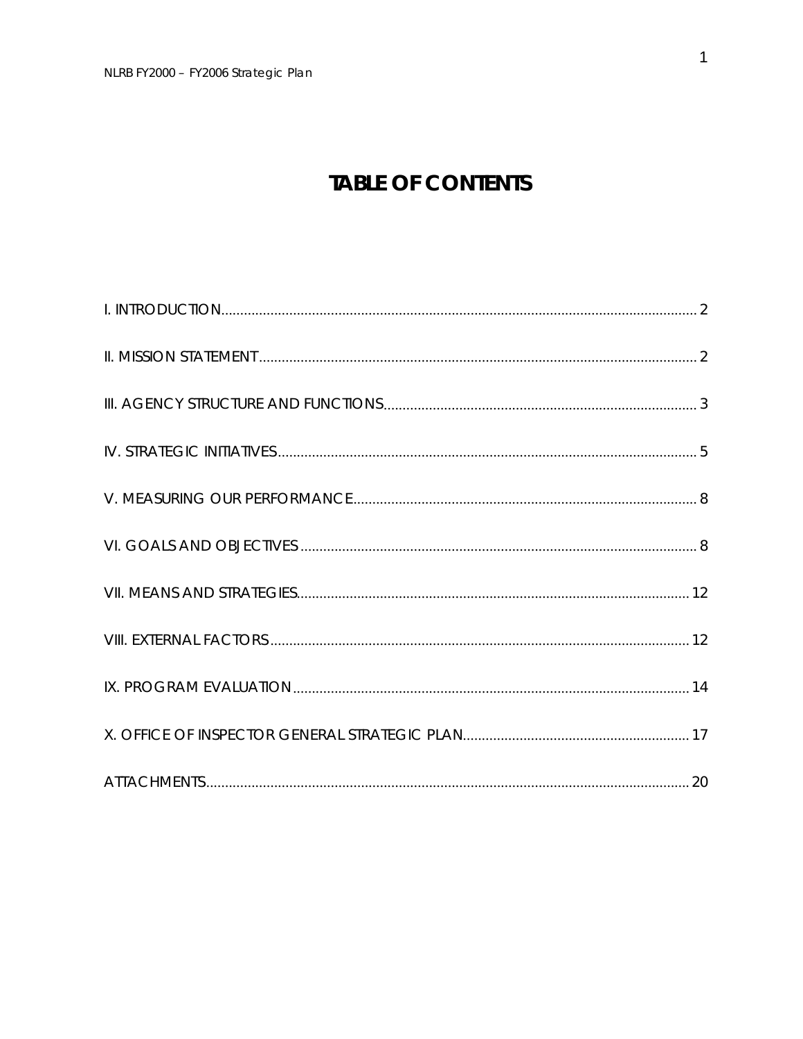# TABLE OF CONTENTS

I. INTRODUCTION .......... 2

II. MISSION STATEMENT .......... 2

III. AGENCY STRUCTURE AND FUNCTIONS .......... 3

IV. STRATEGIC INITIATIVES .......... 5

V. MEASURING OUR PERFORMANCE .......... 8

VI. GOALS AND OBJECTIVES .......... 8

VII. MEANS AND STRATEGIES .......... 12

VIII. EXTERNAL FACTORS .......... 12

IX. PROGRAM EVALUATION .......... 14

X. OFFICE OF INSPECTOR GENERAL STRATEGIC PLAN .......... 17

ATTACHMENTS .......... 20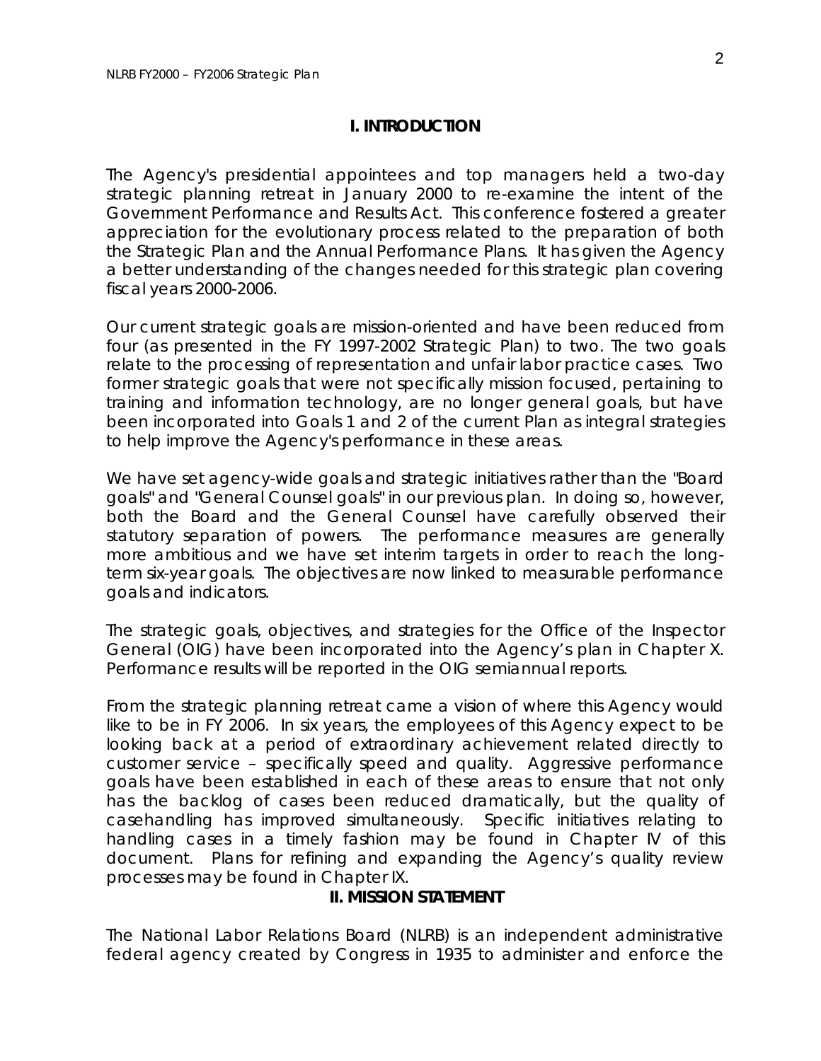## I. INTRODUCTION

The Agency's presidential appointees and top managers held a two-day strategic planning retreat in January 2000 to re-examine the intent of the Government Performance and Results Act. This conference fostered a greater appreciation for the evolutionary process related to the preparation of both the Strategic Plan and the Annual Performance Plans. It has given the Agency a better understanding of the changes needed for this strategic plan covering fiscal years 2000-2006.

Our current strategic goals are mission-oriented and have been reduced from four (as presented in the FY 1997-2002 Strategic Plan) to two. The two goals relate to the processing of representation and unfair labor practice cases. Two former strategic goals that were not specifically mission focused, pertaining to training and information technology, are no longer general goals, but have been incorporated into Goals 1 and 2 of the current Plan as integral strategies to help improve the Agency's performance in these areas.

We have set agency-wide goals and strategic initiatives rather than the "Board goals" and "General Counsel goals" in our previous plan. In doing so, however, both the Board and the General Counsel have carefully observed their statutory separation of powers. The performance measures are generally more ambitious and we have set interim targets in order to reach the long-term six-year goals. The objectives are now linked to measurable performance goals and indicators.

The strategic goals, objectives, and strategies for the Office of the Inspector General (OIG) have been incorporated into the Agency's plan in Chapter X. Performance results will be reported in the OIG semiannual reports.

From the strategic planning retreat came a vision of where this Agency would like to be in FY 2006. In six years, the employees of this Agency expect to be looking back at a period of extraordinary achievement related directly to customer service – specifically speed and quality. Aggressive performance goals have been established in each of these areas to ensure that not only has the backlog of cases been reduced dramatically, but the quality of casehandling has improved simultaneously. Specific initiatives relating to handling cases in a timely fashion may be found in Chapter IV of this document. Plans for refining and expanding the Agency's quality review processes may be found in Chapter IX.

## II. MISSION STATEMENT

The National Labor Relations Board (NLRB) is an independent administrative federal agency created by Congress in 1935 to administer and enforce the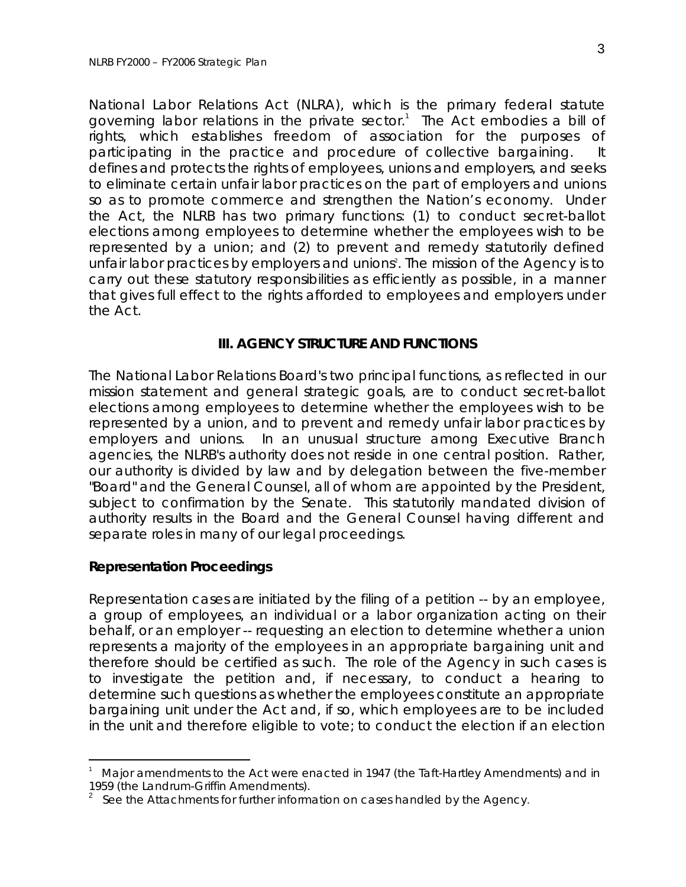National Labor Relations Act (NLRA), which is the primary federal statute governing labor relations in the private sector.[1] The Act embodies a bill of rights, which establishes freedom of association for the purposes of participating in the practice and procedure of collective bargaining. It defines and protects the rights of employees, unions and employers, and seeks to eliminate certain unfair labor practices on the part of employers and unions so as to promote commerce and strengthen the Nation's economy. Under the Act, the NLRB has two primary functions: (1) to conduct secret-ballot elections among employees to determine whether the employees wish to be represented by a union; and (2) to prevent and remedy statutorily defined unfair labor practices by employers and unions[2]. The mission of the Agency is to carry out these statutory responsibilities as efficiently as possible, in a manner that gives full effect to the rights afforded to employees and employers under the Act.

## III. AGENCY STRUCTURE AND FUNCTIONS

The National Labor Relations Board's two principal functions, as reflected in our mission statement and general strategic goals, are to conduct secret-ballot elections among employees to determine whether the employees wish to be represented by a union, and to prevent and remedy unfair labor practices by employers and unions. In an unusual structure among Executive Branch agencies, the NLRB's authority does not reside in one central position. Rather, our authority is divided by law and by delegation between the five-member "Board" and the General Counsel, all of whom are appointed by the President, subject to confirmation by the Senate. This statutorily mandated division of authority results in the Board and the General Counsel having different and separate roles in many of our legal proceedings.

### Representation Proceedings

Representation cases are initiated by the filing of a petition -- by an employee, a group of employees, an individual or a labor organization acting on their behalf, or an employer -- requesting an election to determine whether a union represents a majority of the employees in an appropriate bargaining unit and therefore should be certified as such. The role of the Agency in such cases is to investigate the petition and, if necessary, to conduct a hearing to determine such questions as whether the employees constitute an appropriate bargaining unit under the Act and, if so, which employees are to be included in the unit and therefore eligible to vote; to conduct the election if an election

---

[1] Major amendments to the Act were enacted in 1947 (the Taft-Hartley Amendments) and in 1959 (the Landrum-Griffin Amendments).

[2] See the Attachments for further information on cases handled by the Agency.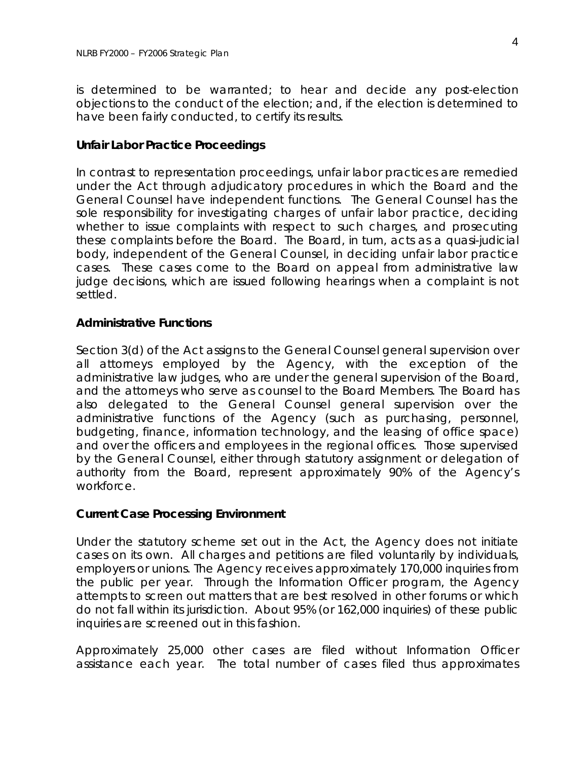is determined to be warranted; to hear and decide any post-election objections to the conduct of the election; and, if the election is determined to have been fairly conducted, to certify its results.

### Unfair Labor Practice Proceedings

In contrast to representation proceedings, unfair labor practices are remedied under the Act through adjudicatory procedures in which the Board and the General Counsel have independent functions. The General Counsel has the sole responsibility for investigating charges of unfair labor practice, deciding whether to issue complaints with respect to such charges, and prosecuting these complaints before the Board. The Board, in turn, acts as a quasi-judicial body, independent of the General Counsel, in deciding unfair labor practice cases. These cases come to the Board on appeal from administrative law judge decisions, which are issued following hearings when a complaint is not settled.

### Administrative Functions

Section 3(d) of the Act assigns to the General Counsel general supervision over all attorneys employed by the Agency, with the exception of the administrative law judges, who are under the general supervision of the Board, and the attorneys who serve as counsel to the Board Members. The Board has also delegated to the General Counsel general supervision over the administrative functions of the Agency (such as purchasing, personnel, budgeting, finance, information technology, and the leasing of office space) and over the officers and employees in the regional offices. Those supervised by the General Counsel, either through statutory assignment or delegation of authority from the Board, represent approximately 90% of the Agency's workforce.

### Current Case Processing Environment

Under the statutory scheme set out in the Act, the Agency does not initiate cases on its own. All charges and petitions are filed voluntarily by individuals, employers or unions. The Agency receives approximately 170,000 inquiries from the public per year. Through the Information Officer program, the Agency attempts to screen out matters that are best resolved in other forums or which do not fall within its jurisdiction. About 95% (or 162,000 inquiries) of these public inquiries are screened out in this fashion.

Approximately 25,000 other cases are filed without Information Officer assistance each year. The total number of cases filed thus approximates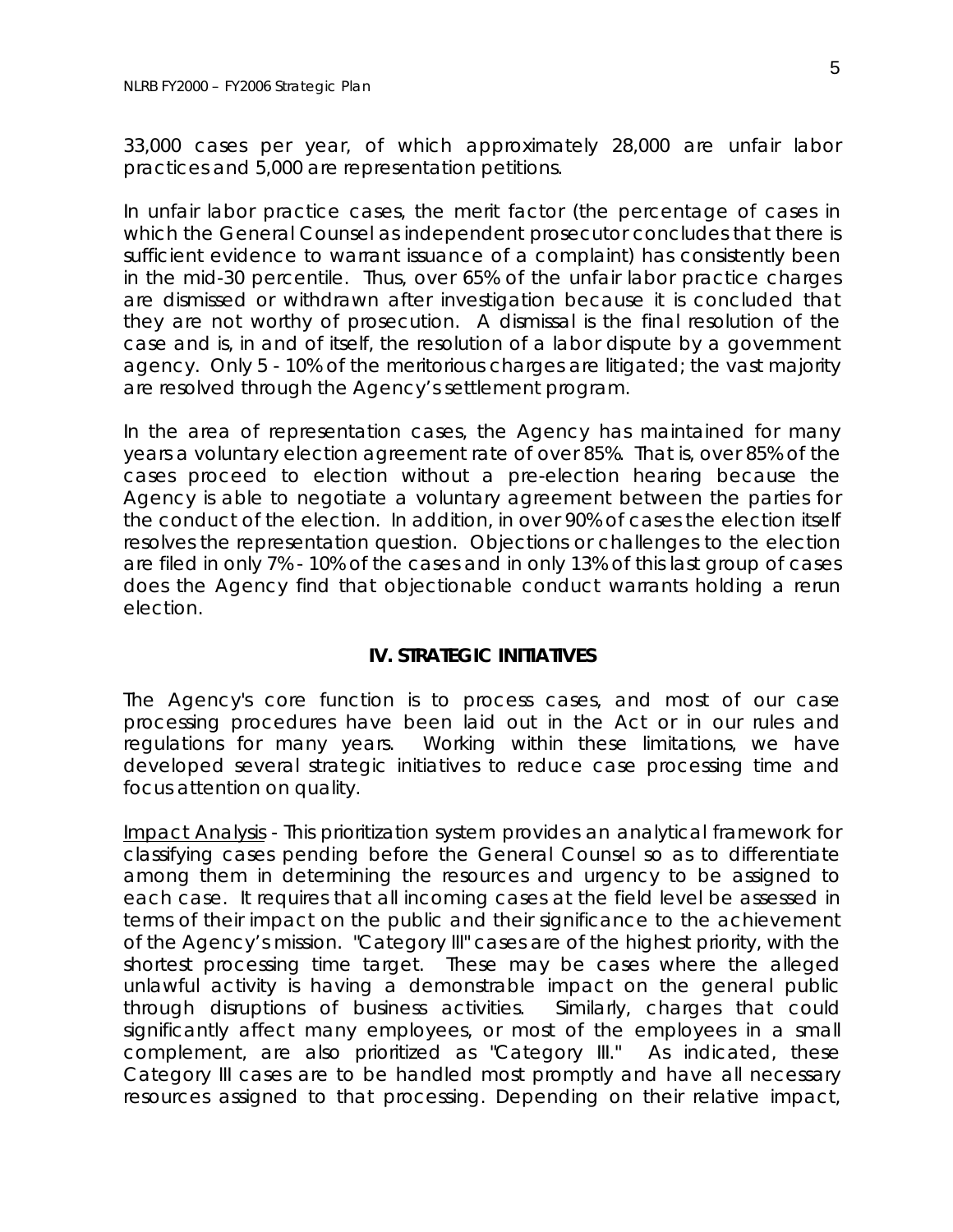33,000 cases per year, of which approximately 28,000 are unfair labor practices and 5,000 are representation petitions.

In unfair labor practice cases, the merit factor (the percentage of cases in which the General Counsel as independent prosecutor concludes that there is sufficient evidence to warrant issuance of a complaint) has consistently been in the mid-30 percentile. Thus, over 65% of the unfair labor practice charges are dismissed or withdrawn after investigation because it is concluded that they are not worthy of prosecution. A dismissal is the final resolution of the case and is, in and of itself, the resolution of a labor dispute by a government agency. Only 5 - 10% of the meritorious charges are litigated; the vast majority are resolved through the Agency's settlement program.

In the area of representation cases, the Agency has maintained for many years a voluntary election agreement rate of over 85%. That is, over 85% of the cases proceed to election without a pre-election hearing because the Agency is able to negotiate a voluntary agreement between the parties for the conduct of the election. In addition, in over 90% of cases the election itself resolves the representation question. Objections or challenges to the election are filed in only 7% - 10% of the cases and in only 13% of this last group of cases does the Agency find that objectionable conduct warrants holding a rerun election.

## IV. STRATEGIC INITIATIVES

The Agency's core function is to process cases, and most of our case processing procedures have been laid out in the Act or in our rules and regulations for many years. Working within these limitations, we have developed several strategic initiatives to reduce case processing time and focus attention on quality.

<u>Impact Analysis</u> - This prioritization system provides an analytical framework for classifying cases pending before the General Counsel so as to differentiate among them in determining the resources and urgency to be assigned to each case. It requires that all incoming cases at the field level be assessed in terms of their impact on the public and their significance to the achievement of the Agency's mission. "Category III" cases are of the highest priority, with the shortest processing time target. These may be cases where the alleged unlawful activity is having a demonstrable impact on the general public through disruptions of business activities. Similarly, charges that could significantly affect many employees, or most of the employees in a small complement, are also prioritized as "Category III." As indicated, these Category III cases are to be handled most promptly and have all necessary resources assigned to that processing. Depending on their relative impact,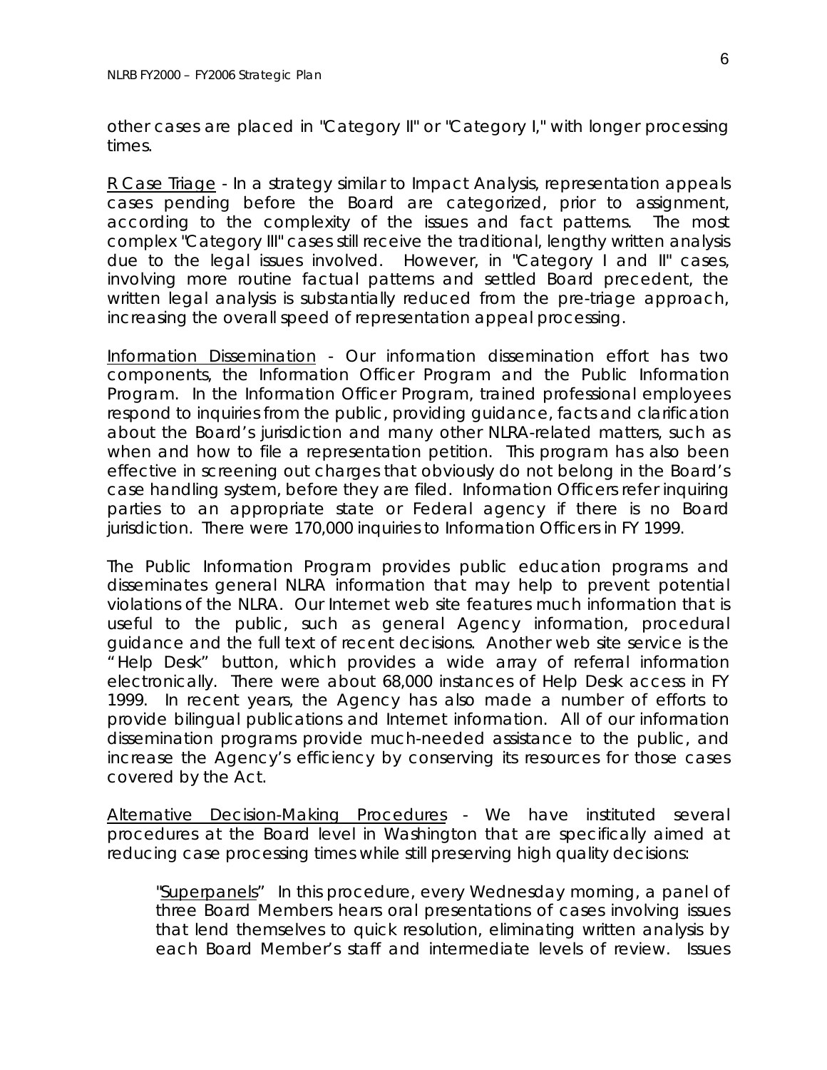other cases are placed in "Category II" or "Category I," with longer processing times.

R Case Triage - In a strategy similar to Impact Analysis, representation appeals cases pending before the Board are categorized, prior to assignment, according to the complexity of the issues and fact patterns. The most complex "Category III" cases still receive the traditional, lengthy written analysis due to the legal issues involved. However, in "Category I and II" cases, involving more routine factual patterns and settled Board precedent, the written legal analysis is substantially reduced from the pre-triage approach, increasing the overall speed of representation appeal processing.

Information Dissemination - Our information dissemination effort has two components, the Information Officer Program and the Public Information Program. In the Information Officer Program, trained professional employees respond to inquiries from the public, providing guidance, facts and clarification about the Board's jurisdiction and many other NLRA-related matters, such as when and how to file a representation petition. This program has also been effective in screening out charges that obviously do not belong in the Board's case handling system, before they are filed. Information Officers refer inquiring parties to an appropriate state or Federal agency if there is no Board jurisdiction. There were 170,000 inquiries to Information Officers in FY 1999.

The Public Information Program provides public education programs and disseminates general NLRA information that may help to prevent potential violations of the NLRA. Our Internet web site features much information that is useful to the public, such as general Agency information, procedural guidance and the full text of recent decisions. Another web site service is the "Help Desk" button, which provides a wide array of referral information electronically. There were about 68,000 instances of Help Desk access in FY 1999. In recent years, the Agency has also made a number of efforts to provide bilingual publications and Internet information. All of our information dissemination programs provide much-needed assistance to the public, and increase the Agency's efficiency by conserving its resources for those cases covered by the Act.

Alternative Decision-Making Procedures - We have instituted several procedures at the Board level in Washington that are specifically aimed at reducing case processing times while still preserving high quality decisions:

> "Superpanels" In this procedure, every Wednesday morning, a panel of three Board Members hears oral presentations of cases involving issues that lend themselves to quick resolution, eliminating written analysis by each Board Member's staff and intermediate levels of review. Issues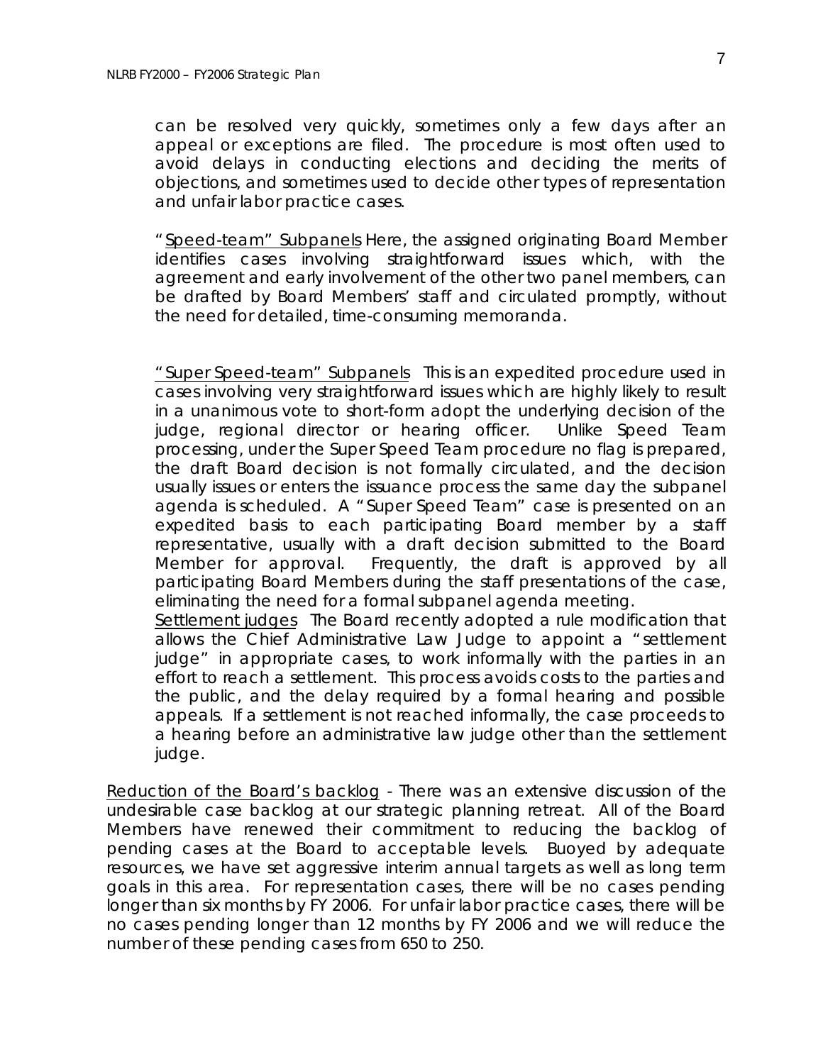can be resolved very quickly, sometimes only a few days after an appeal or exceptions are filed. The procedure is most often used to avoid delays in conducting elections and deciding the merits of objections, and sometimes used to decide other types of representation and unfair labor practice cases.

"Speed-team" Subpanels Here, the assigned originating Board Member identifies cases involving straightforward issues which, with the agreement and early involvement of the other two panel members, can be drafted by Board Members' staff and circulated promptly, without the need for detailed, time-consuming memoranda.

"Super Speed-team" Subpanels This is an expedited procedure used in cases involving very straightforward issues which are highly likely to result in a unanimous vote to short-form adopt the underlying decision of the judge, regional director or hearing officer. Unlike Speed Team processing, under the Super Speed Team procedure no flag is prepared, the draft Board decision is not formally circulated, and the decision usually issues or enters the issuance process the same day the subpanel agenda is scheduled. A "Super Speed Team" case is presented on an expedited basis to each participating Board member by a staff representative, usually with a draft decision submitted to the Board Member for approval. Frequently, the draft is approved by all participating Board Members during the staff presentations of the case, eliminating the need for a formal subpanel agenda meeting.

Settlement judges The Board recently adopted a rule modification that allows the Chief Administrative Law Judge to appoint a "settlement judge" in appropriate cases, to work informally with the parties in an effort to reach a settlement. This process avoids costs to the parties and the public, and the delay required by a formal hearing and possible appeals. If a settlement is not reached informally, the case proceeds to a hearing before an administrative law judge other than the settlement judge.

Reduction of the Board's backlog - There was an extensive discussion of the undesirable case backlog at our strategic planning retreat. All of the Board Members have renewed their commitment to reducing the backlog of pending cases at the Board to acceptable levels. Buoyed by adequate resources, we have set aggressive interim annual targets as well as long term goals in this area. For representation cases, there will be no cases pending longer than six months by FY 2006. For unfair labor practice cases, there will be no cases pending longer than 12 months by FY 2006 and we will reduce the number of these pending cases from 650 to 250.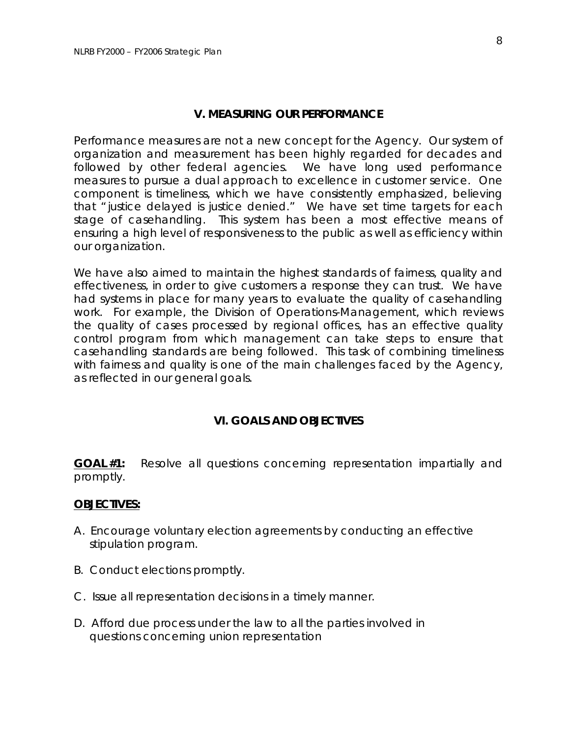## V. MEASURING OUR PERFORMANCE

Performance measures are not a new concept for the Agency. Our system of organization and measurement has been highly regarded for decades and followed by other federal agencies. We have long used performance measures to pursue a dual approach to excellence in customer service. One component is timeliness, which we have consistently emphasized, believing that "justice delayed is justice denied." We have set time targets for each stage of casehandling. This system has been a most effective means of ensuring a high level of responsiveness to the public as well as efficiency within our organization.

We have also aimed to maintain the highest standards of fairness, quality and effectiveness, in order to give customers a response they can trust. We have had systems in place for many years to evaluate the quality of casehandling work. For example, the Division of Operations-Management, which reviews the quality of cases processed by regional offices, has an effective quality control program from which management can take steps to ensure that casehandling standards are being followed. This task of combining timeliness with fairness and quality is one of the main challenges faced by the Agency, as reflected in our general goals.

## VI. GOALS AND OBJECTIVES

**GOAL #1:** Resolve all questions concerning representation impartially and promptly.

**OBJECTIVES:**

A. Encourage voluntary election agreements by conducting an effective stipulation program.

B. Conduct elections promptly.

C. Issue all representation decisions in a timely manner.

D. Afford due process under the law to all the parties involved in questions concerning union representation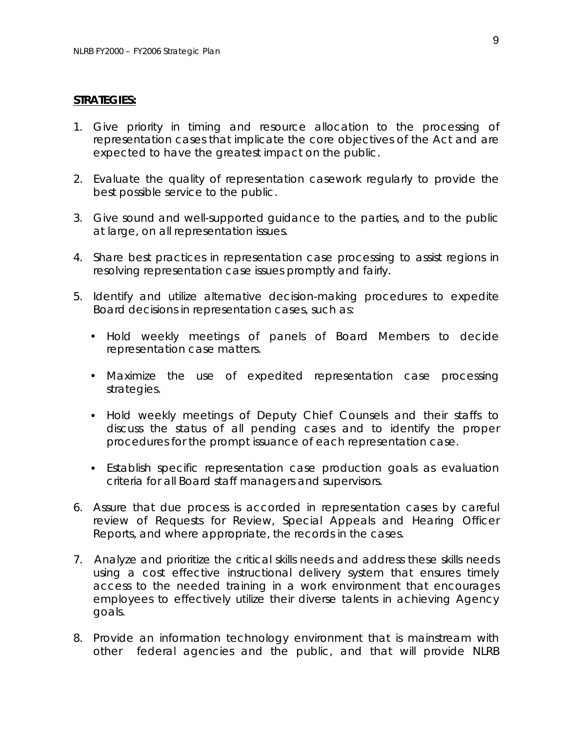**STRATEGIES:**

1. Give priority in timing and resource allocation to the processing of representation cases that implicate the core objectives of the Act and are expected to have the greatest impact on the public.

2. Evaluate the quality of representation casework regularly to provide the best possible service to the public.

3. Give sound and well-supported guidance to the parties, and to the public at large, on all representation issues.

4. Share best practices in representation case processing to assist regions in resolving representation case issues promptly and fairly.

5. Identify and utilize alternative decision-making procedures to expedite Board decisions in representation cases, such as:

   - Hold weekly meetings of panels of Board Members to decide representation case matters.

   - Maximize the use of expedited representation case processing strategies.

   - Hold weekly meetings of Deputy Chief Counsels and their staffs to discuss the status of all pending cases and to identify the proper procedures for the prompt issuance of each representation case.

   - Establish specific representation case production goals as evaluation criteria for all Board staff managers and supervisors.

6. Assure that due process is accorded in representation cases by careful review of Requests for Review, Special Appeals and Hearing Officer Reports, and where appropriate, the records in the cases.

7. Analyze and prioritize the critical skills needs and address these skills needs using a cost effective instructional delivery system that ensures timely access to the needed training in a work environment that encourages employees to effectively utilize their diverse talents in achieving Agency goals.

8. Provide an information technology environment that is mainstream with other federal agencies and the public, and that will provide NLRB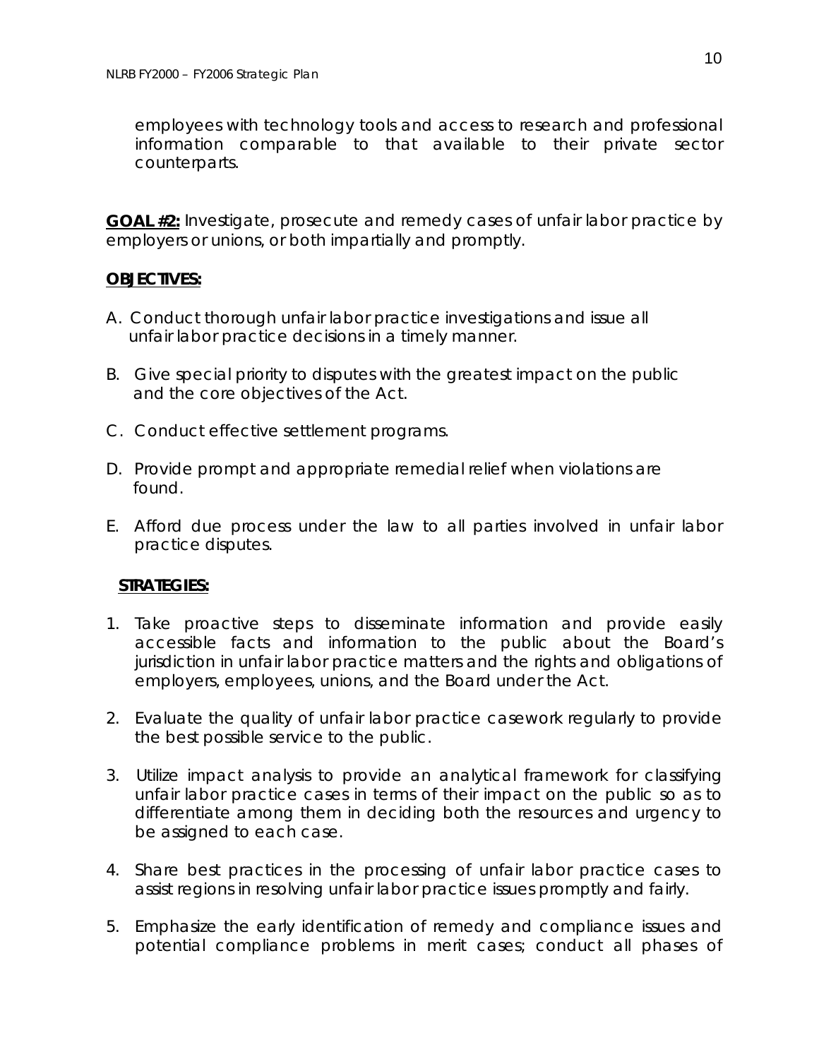employees with technology tools and access to research and professional information comparable to that available to their private sector counterparts.

**GOAL #2:** Investigate, prosecute and remedy cases of unfair labor practice by employers or unions, or both impartially and promptly.

**OBJECTIVES:**

A. Conduct thorough unfair labor practice investigations and issue all unfair labor practice decisions in a timely manner.

B. Give special priority to disputes with the greatest impact on the public and the core objectives of the Act.

C. Conduct effective settlement programs.

D. Provide prompt and appropriate remedial relief when violations are found.

E. Afford due process under the law to all parties involved in unfair labor practice disputes.

**STRATEGIES:**

1. Take proactive steps to disseminate information and provide easily accessible facts and information to the public about the Board's jurisdiction in unfair labor practice matters and the rights and obligations of employers, employees, unions, and the Board under the Act.

2. Evaluate the quality of unfair labor practice casework regularly to provide the best possible service to the public.

3. Utilize impact analysis to provide an analytical framework for classifying unfair labor practice cases in terms of their impact on the public so as to differentiate among them in deciding both the resources and urgency to be assigned to each case.

4. Share best practices in the processing of unfair labor practice cases to assist regions in resolving unfair labor practice issues promptly and fairly.

5. Emphasize the early identification of remedy and compliance issues and potential compliance problems in merit cases; conduct all phases of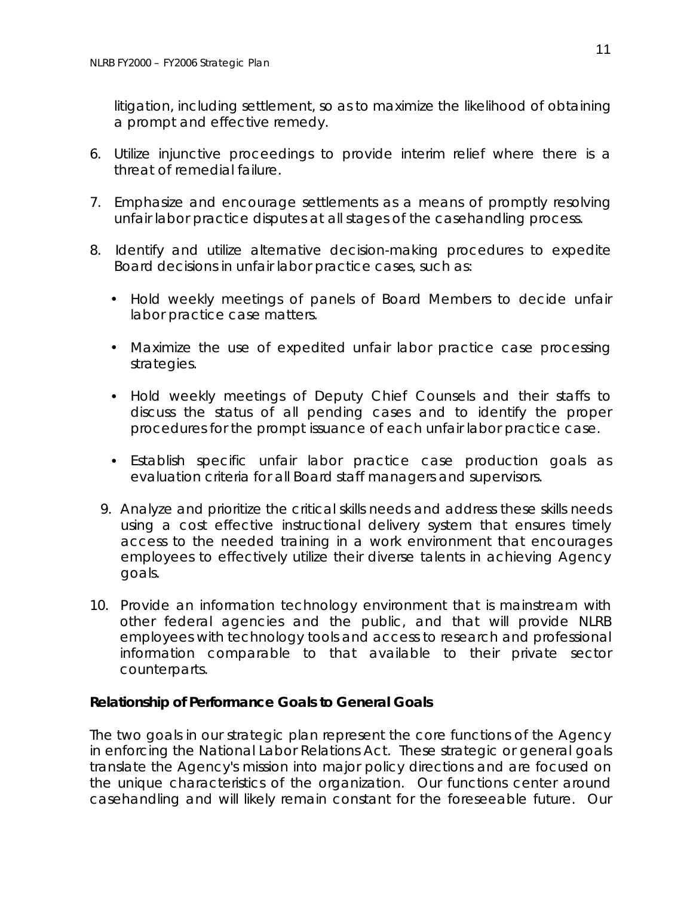litigation, including settlement, so as to maximize the likelihood of obtaining a prompt and effective remedy.

6. Utilize injunctive proceedings to provide interim relief where there is a threat of remedial failure.

7. Emphasize and encourage settlements as a means of promptly resolving unfair labor practice disputes at all stages of the casehandling process.

8. Identify and utilize alternative decision-making procedures to expedite Board decisions in unfair labor practice cases, such as:

   - Hold weekly meetings of panels of Board Members to decide unfair labor practice case matters.

   - Maximize the use of expedited unfair labor practice case processing strategies.

   - Hold weekly meetings of Deputy Chief Counsels and their staffs to discuss the status of all pending cases and to identify the proper procedures for the prompt issuance of each unfair labor practice case.

   - Establish specific unfair labor practice case production goals as evaluation criteria for all Board staff managers and supervisors.

9. Analyze and prioritize the critical skills needs and address these skills needs using a cost effective instructional delivery system that ensures timely access to the needed training in a work environment that encourages employees to effectively utilize their diverse talents in achieving Agency goals.

10. Provide an information technology environment that is mainstream with other federal agencies and the public, and that will provide NLRB employees with technology tools and access to research and professional information comparable to that available to their private sector counterparts.

**Relationship of Performance Goals to General Goals**

The two goals in our strategic plan represent the core functions of the Agency in enforcing the National Labor Relations Act. These strategic or general goals translate the Agency's mission into major policy directions and are focused on the unique characteristics of the organization. Our functions center around casehandling and will likely remain constant for the foreseeable future. Our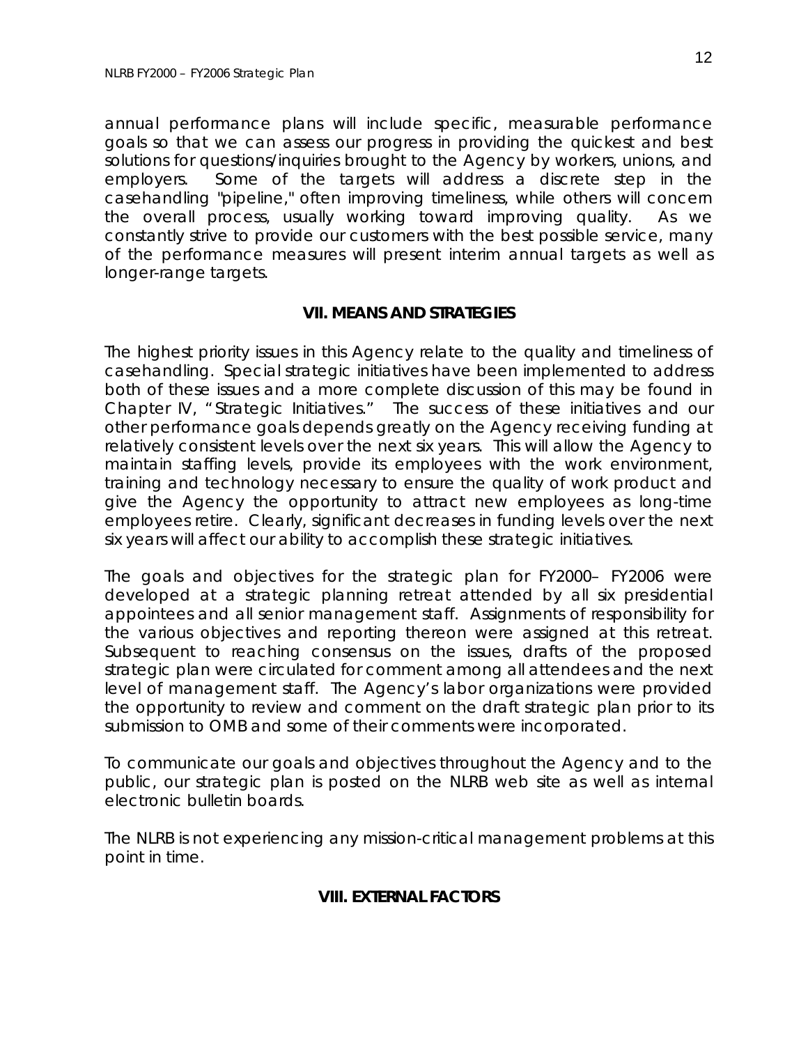annual performance plans will include specific, measurable performance goals so that we can assess our progress in providing the quickest and best solutions for questions/inquiries brought to the Agency by workers, unions, and employers. Some of the targets will address a discrete step in the casehandling "pipeline," often improving timeliness, while others will concern the overall process, usually working toward improving quality. As we constantly strive to provide our customers with the best possible service, many of the performance measures will present interim annual targets as well as longer-range targets.

## VII. MEANS AND STRATEGIES

The highest priority issues in this Agency relate to the quality and timeliness of casehandling. Special strategic initiatives have been implemented to address both of these issues and a more complete discussion of this may be found in Chapter IV, "Strategic Initiatives." The success of these initiatives and our other performance goals depends greatly on the Agency receiving funding at relatively consistent levels over the next six years. This will allow the Agency to maintain staffing levels, provide its employees with the work environment, training and technology necessary to ensure the quality of work product and give the Agency the opportunity to attract new employees as long-time employees retire. Clearly, significant decreases in funding levels over the next six years will affect our ability to accomplish these strategic initiatives.

The goals and objectives for the strategic plan for FY2000– FY2006 were developed at a strategic planning retreat attended by all six presidential appointees and all senior management staff. Assignments of responsibility for the various objectives and reporting thereon were assigned at this retreat. Subsequent to reaching consensus on the issues, drafts of the proposed strategic plan were circulated for comment among all attendees and the next level of management staff. The Agency's labor organizations were provided the opportunity to review and comment on the draft strategic plan prior to its submission to OMB and some of their comments were incorporated.

To communicate our goals and objectives throughout the Agency and to the public, our strategic plan is posted on the NLRB web site as well as internal electronic bulletin boards.

The NLRB is not experiencing any mission-critical management problems at this point in time.

## VIII. EXTERNAL FACTORS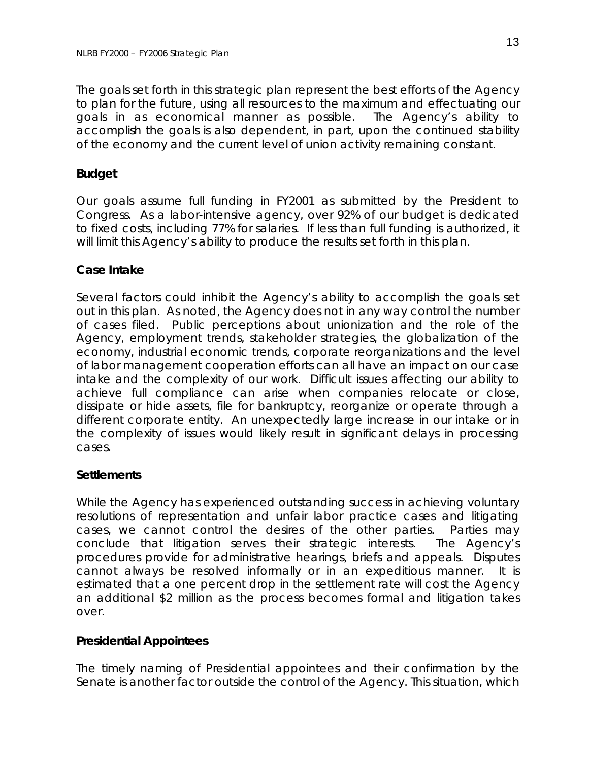The goals set forth in this strategic plan represent the best efforts of the Agency to plan for the future, using all resources to the maximum and effectuating our goals in as economical manner as possible. The Agency's ability to accomplish the goals is also dependent, in part, upon the continued stability of the economy and the current level of union activity remaining constant.

**Budget**

Our goals assume full funding in FY2001 as submitted by the President to Congress. As a labor-intensive agency, over 92% of our budget is dedicated to fixed costs, including 77% for salaries. If less than full funding is authorized, it will limit this Agency's ability to produce the results set forth in this plan.

**Case Intake**

Several factors could inhibit the Agency's ability to accomplish the goals set out in this plan. As noted, the Agency does not in any way control the number of cases filed. Public perceptions about unionization and the role of the Agency, employment trends, stakeholder strategies, the globalization of the economy, industrial economic trends, corporate reorganizations and the level of labor management cooperation efforts can all have an impact on our case intake and the complexity of our work. Difficult issues affecting our ability to achieve full compliance can arise when companies relocate or close, dissipate or hide assets, file for bankruptcy, reorganize or operate through a different corporate entity. An unexpectedly large increase in our intake or in the complexity of issues would likely result in significant delays in processing cases.

**Settlements**

While the Agency has experienced outstanding success in achieving voluntary resolutions of representation and unfair labor practice cases and litigating cases, we cannot control the desires of the other parties. Parties may conclude that litigation serves their strategic interests. The Agency's procedures provide for administrative hearings, briefs and appeals. Disputes cannot always be resolved informally or in an expeditious manner. It is estimated that a one percent drop in the settlement rate will cost the Agency an additional $2 million as the process becomes formal and litigation takes over.

**Presidential Appointees**

The timely naming of Presidential appointees and their confirmation by the Senate is another factor outside the control of the Agency. This situation, which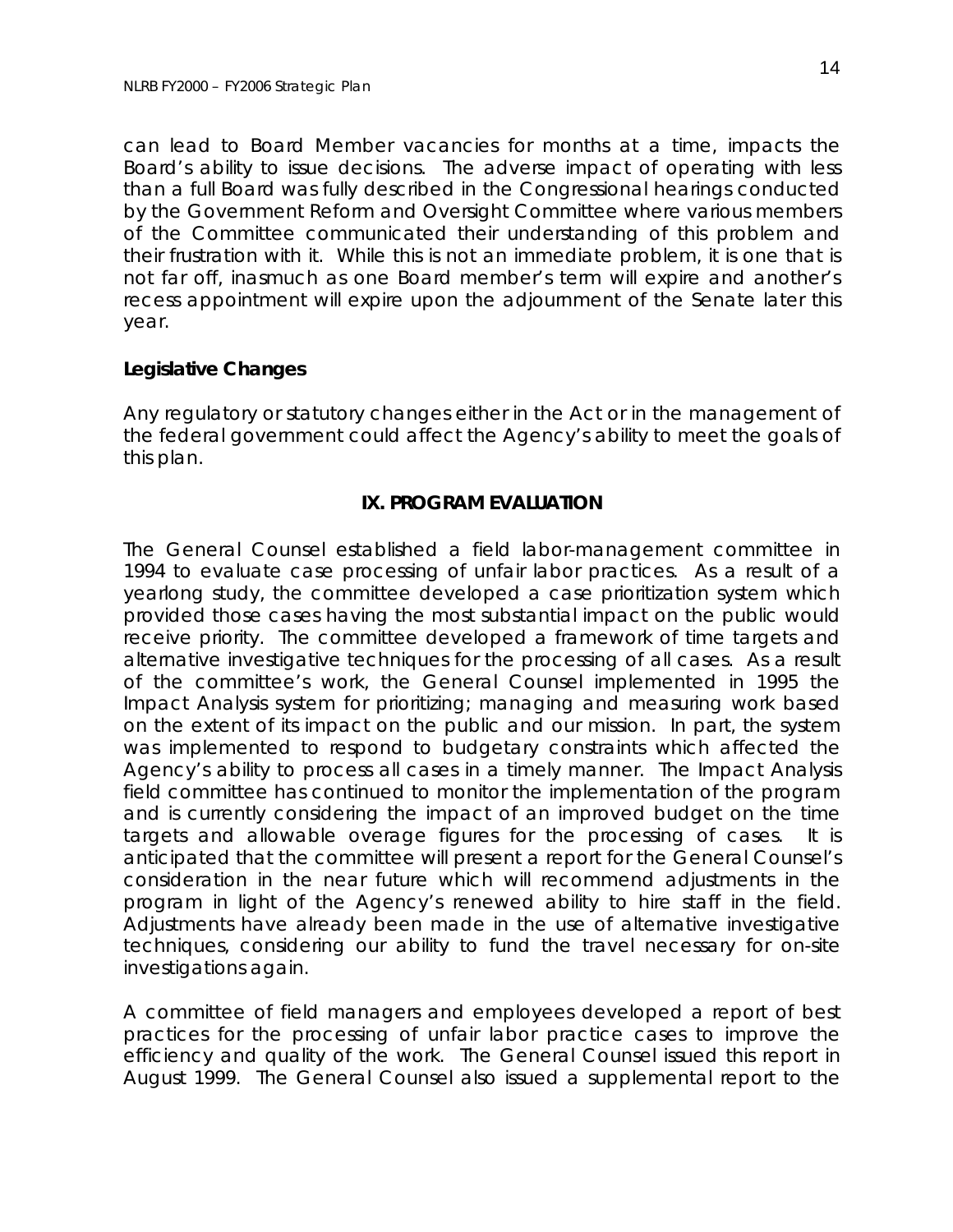can lead to Board Member vacancies for months at a time, impacts the Board's ability to issue decisions. The adverse impact of operating with less than a full Board was fully described in the Congressional hearings conducted by the Government Reform and Oversight Committee where various members of the Committee communicated their understanding of this problem and their frustration with it. While this is not an immediate problem, it is one that is not far off, inasmuch as one Board member's term will expire and another's recess appointment will expire upon the adjournment of the Senate later this year.

**Legislative Changes**

Any regulatory or statutory changes either in the Act or in the management of the federal government could affect the Agency's ability to meet the goals of this plan.

## IX. PROGRAM EVALUATION

The General Counsel established a field labor-management committee in 1994 to evaluate case processing of unfair labor practices. As a result of a yearlong study, the committee developed a case prioritization system which provided those cases having the most substantial impact on the public would receive priority. The committee developed a framework of time targets and alternative investigative techniques for the processing of all cases. As a result of the committee's work, the General Counsel implemented in 1995 the Impact Analysis system for prioritizing; managing and measuring work based on the extent of its impact on the public and our mission. In part, the system was implemented to respond to budgetary constraints which affected the Agency's ability to process all cases in a timely manner. The Impact Analysis field committee has continued to monitor the implementation of the program and is currently considering the impact of an improved budget on the time targets and allowable overage figures for the processing of cases. It is anticipated that the committee will present a report for the General Counsel's consideration in the near future which will recommend adjustments in the program in light of the Agency's renewed ability to hire staff in the field. Adjustments have already been made in the use of alternative investigative techniques, considering our ability to fund the travel necessary for on-site investigations again.

A committee of field managers and employees developed a report of best practices for the processing of unfair labor practice cases to improve the efficiency and quality of the work. The General Counsel issued this report in August 1999. The General Counsel also issued a supplemental report to the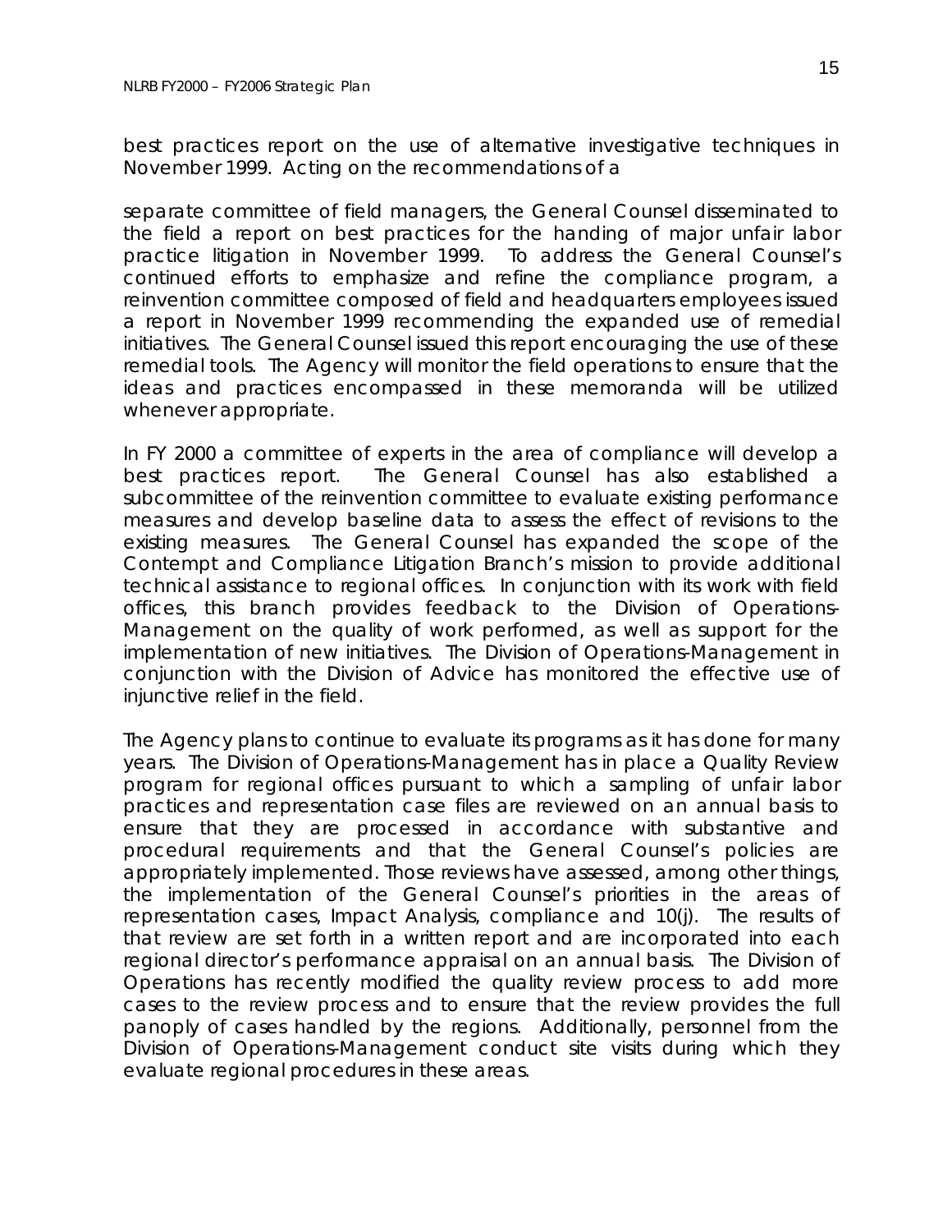best practices report on the use of alternative investigative techniques in November 1999. Acting on the recommendations of a

separate committee of field managers, the General Counsel disseminated to the field a report on best practices for the handing of major unfair labor practice litigation in November 1999. To address the General Counsel's continued efforts to emphasize and refine the compliance program, a reinvention committee composed of field and headquarters employees issued a report in November 1999 recommending the expanded use of remedial initiatives. The General Counsel issued this report encouraging the use of these remedial tools. The Agency will monitor the field operations to ensure that the ideas and practices encompassed in these memoranda will be utilized whenever appropriate.

In FY 2000 a committee of experts in the area of compliance will develop a best practices report. The General Counsel has also established a subcommittee of the reinvention committee to evaluate existing performance measures and develop baseline data to assess the effect of revisions to the existing measures. The General Counsel has expanded the scope of the Contempt and Compliance Litigation Branch's mission to provide additional technical assistance to regional offices. In conjunction with its work with field offices, this branch provides feedback to the Division of Operations-Management on the quality of work performed, as well as support for the implementation of new initiatives. The Division of Operations-Management in conjunction with the Division of Advice has monitored the effective use of injunctive relief in the field.

The Agency plans to continue to evaluate its programs as it has done for many years. The Division of Operations-Management has in place a Quality Review program for regional offices pursuant to which a sampling of unfair labor practices and representation case files are reviewed on an annual basis to ensure that they are processed in accordance with substantive and procedural requirements and that the General Counsel's policies are appropriately implemented. Those reviews have assessed, among other things, the implementation of the General Counsel's priorities in the areas of representation cases, Impact Analysis, compliance and 10(j). The results of that review are set forth in a written report and are incorporated into each regional director's performance appraisal on an annual basis. The Division of Operations has recently modified the quality review process to add more cases to the review process and to ensure that the review provides the full panoply of cases handled by the regions. Additionally, personnel from the Division of Operations-Management conduct site visits during which they evaluate regional procedures in these areas.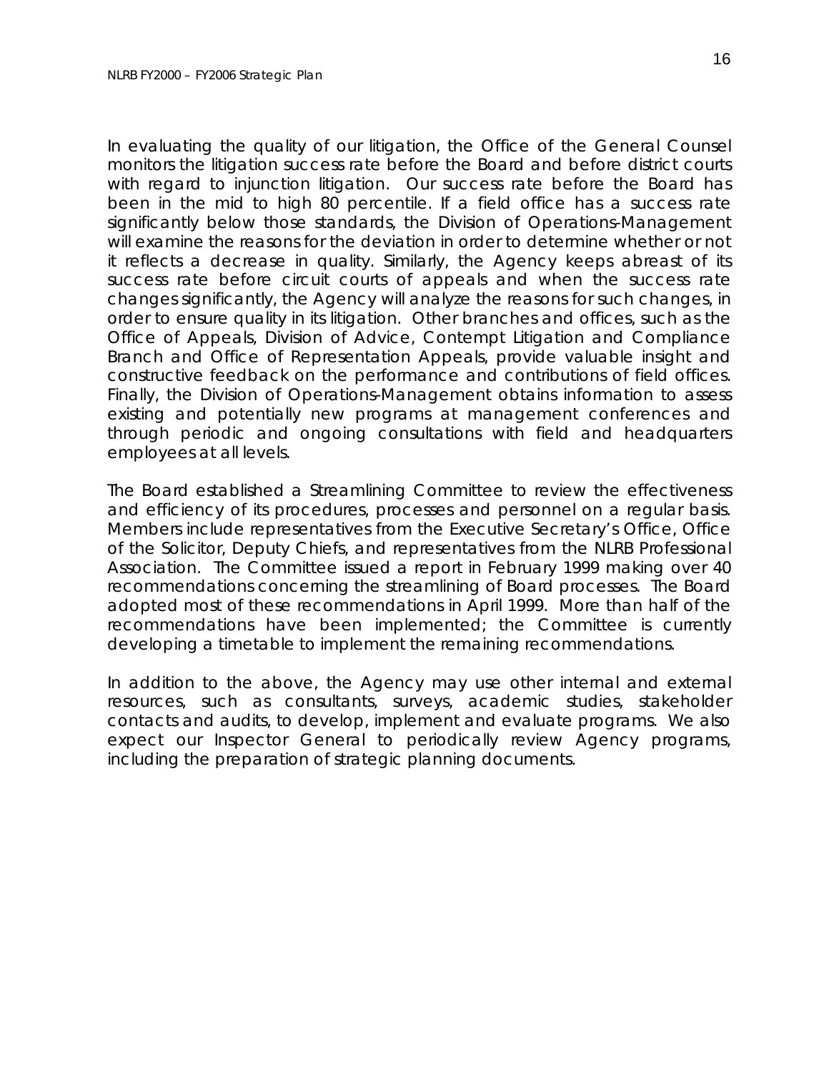In evaluating the quality of our litigation, the Office of the General Counsel monitors the litigation success rate before the Board and before district courts with regard to injunction litigation. Our success rate before the Board has been in the mid to high 80 percentile. If a field office has a success rate significantly below those standards, the Division of Operations-Management will examine the reasons for the deviation in order to determine whether or not it reflects a decrease in quality. Similarly, the Agency keeps abreast of its success rate before circuit courts of appeals and when the success rate changes significantly, the Agency will analyze the reasons for such changes, in order to ensure quality in its litigation. Other branches and offices, such as the Office of Appeals, Division of Advice, Contempt Litigation and Compliance Branch and Office of Representation Appeals, provide valuable insight and constructive feedback on the performance and contributions of field offices. Finally, the Division of Operations-Management obtains information to assess existing and potentially new programs at management conferences and through periodic and ongoing consultations with field and headquarters employees at all levels.

The Board established a Streamlining Committee to review the effectiveness and efficiency of its procedures, processes and personnel on a regular basis. Members include representatives from the Executive Secretary's Office, Office of the Solicitor, Deputy Chiefs, and representatives from the NLRB Professional Association. The Committee issued a report in February 1999 making over 40 recommendations concerning the streamlining of Board processes. The Board adopted most of these recommendations in April 1999. More than half of the recommendations have been implemented; the Committee is currently developing a timetable to implement the remaining recommendations.

In addition to the above, the Agency may use other internal and external resources, such as consultants, surveys, academic studies, stakeholder contacts and audits, to develop, implement and evaluate programs. We also expect our Inspector General to periodically review Agency programs, including the preparation of strategic planning documents.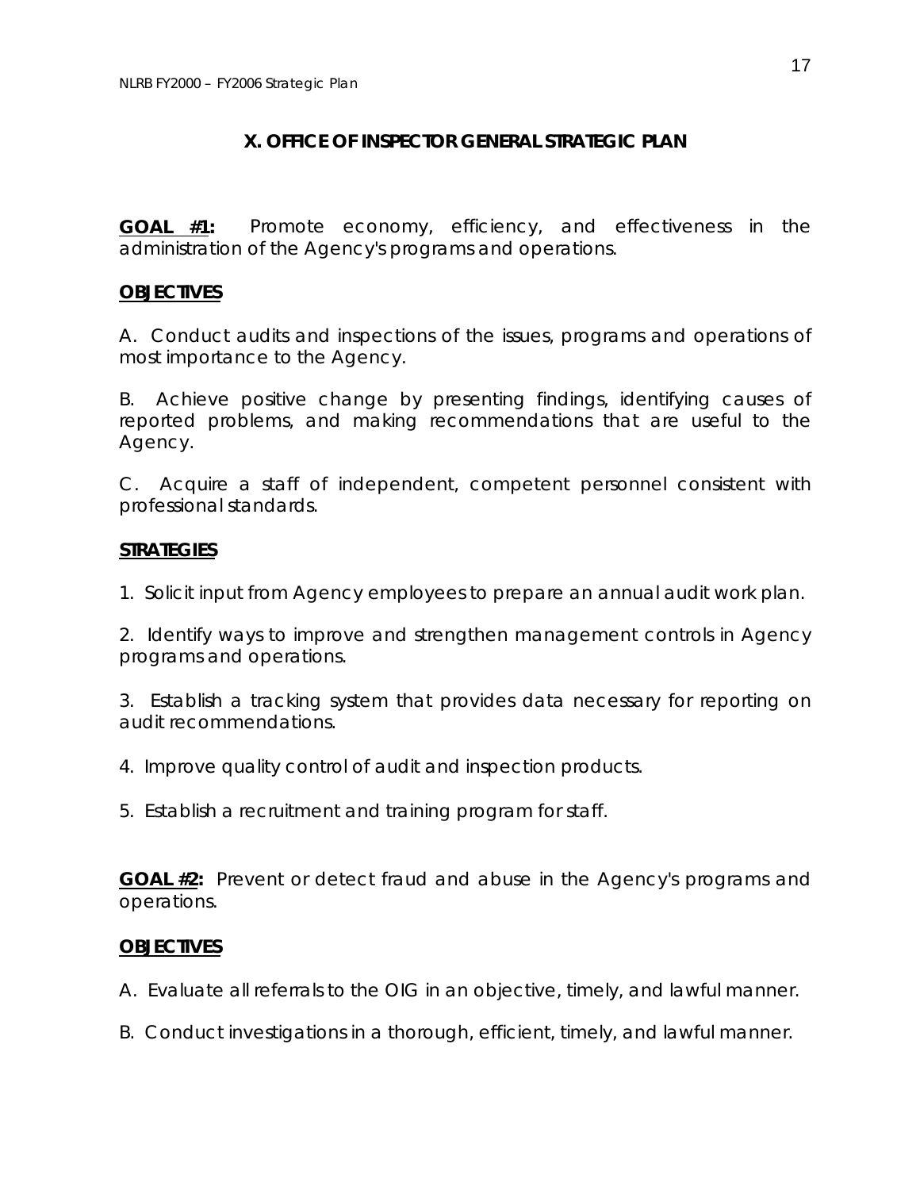## X. OFFICE OF INSPECTOR GENERAL STRATEGIC PLAN

**GOAL #1:** Promote economy, efficiency, and effectiveness in the administration of the Agency's programs and operations.

**OBJECTIVES**

A. Conduct audits and inspections of the issues, programs and operations of most importance to the Agency.

B. Achieve positive change by presenting findings, identifying causes of reported problems, and making recommendations that are useful to the Agency.

C. Acquire a staff of independent, competent personnel consistent with professional standards.

**STRATEGIES**

1. Solicit input from Agency employees to prepare an annual audit work plan.

2. Identify ways to improve and strengthen management controls in Agency programs and operations.

3. Establish a tracking system that provides data necessary for reporting on audit recommendations.

4. Improve quality control of audit and inspection products.

5. Establish a recruitment and training program for staff.

**GOAL #2:** Prevent or detect fraud and abuse in the Agency's programs and operations.

**OBJECTIVES**

A. Evaluate all referrals to the OIG in an objective, timely, and lawful manner.

B. Conduct investigations in a thorough, efficient, timely, and lawful manner.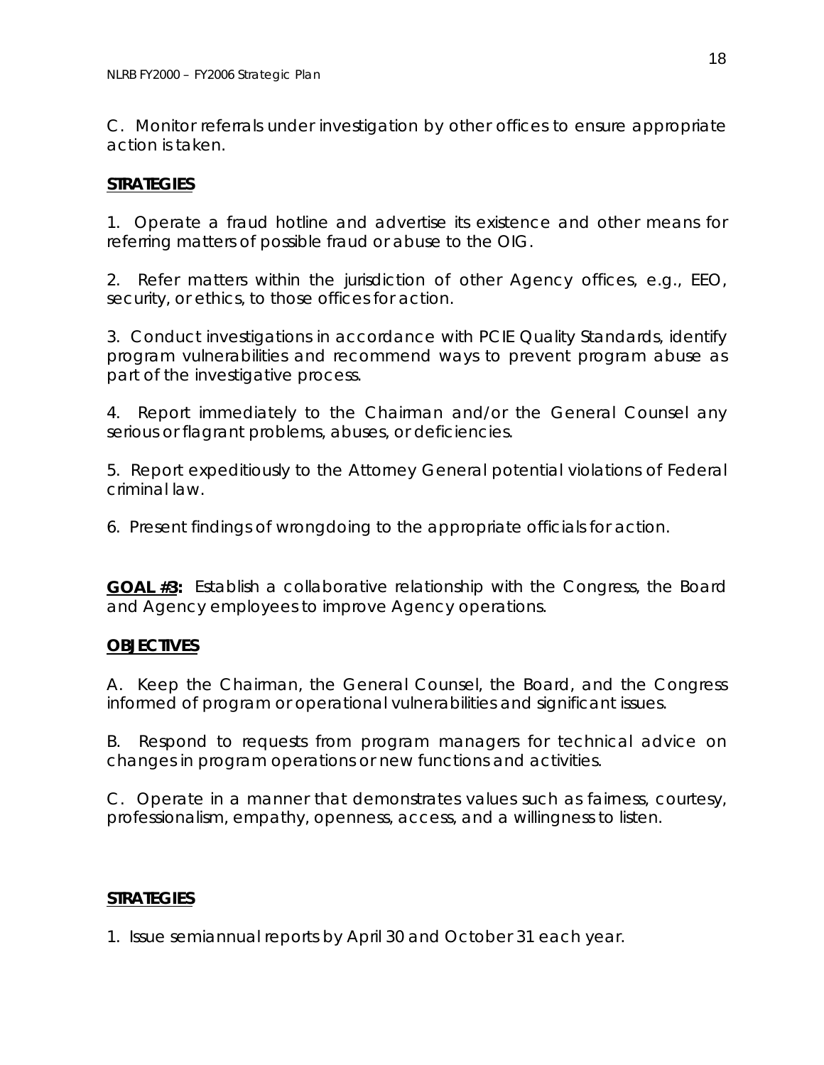C. Monitor referrals under investigation by other offices to ensure appropriate action is taken.

**STRATEGIES**

1. Operate a fraud hotline and advertise its existence and other means for referring matters of possible fraud or abuse to the OIG.

2. Refer matters within the jurisdiction of other Agency offices, e.g., EEO, security, or ethics, to those offices for action.

3. Conduct investigations in accordance with PCIE Quality Standards, identify program vulnerabilities and recommend ways to prevent program abuse as part of the investigative process.

4. Report immediately to the Chairman and/or the General Counsel any serious or flagrant problems, abuses, or deficiencies.

5. Report expeditiously to the Attorney General potential violations of Federal criminal law.

6. Present findings of wrongdoing to the appropriate officials for action.

**GOAL #3:** Establish a collaborative relationship with the Congress, the Board and Agency employees to improve Agency operations.

**OBJECTIVES**

A. Keep the Chairman, the General Counsel, the Board, and the Congress informed of program or operational vulnerabilities and significant issues.

B. Respond to requests from program managers for technical advice on changes in program operations or new functions and activities.

C. Operate in a manner that demonstrates values such as fairness, courtesy, professionalism, empathy, openness, access, and a willingness to listen.

**STRATEGIES**

1. Issue semiannual reports by April 30 and October 31 each year.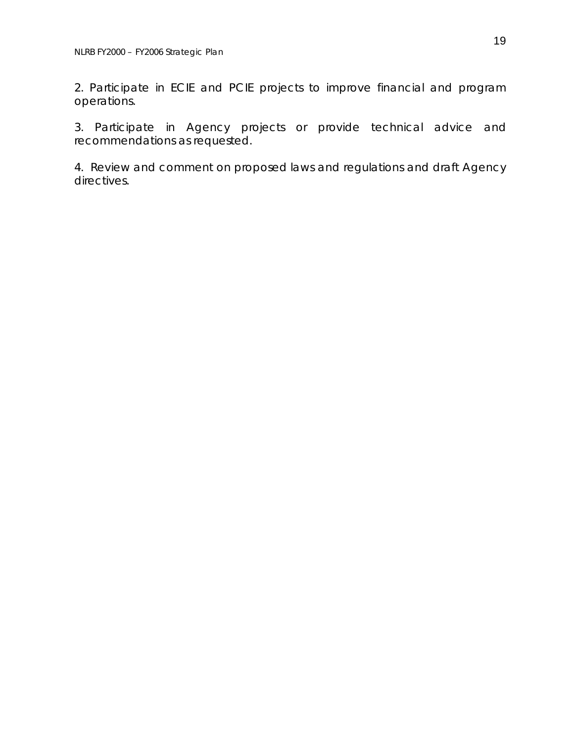2. Participate in ECIE and PCIE projects to improve financial and program operations.

3. Participate in Agency projects or provide technical advice and recommendations as requested.

4. Review and comment on proposed laws and regulations and draft Agency directives.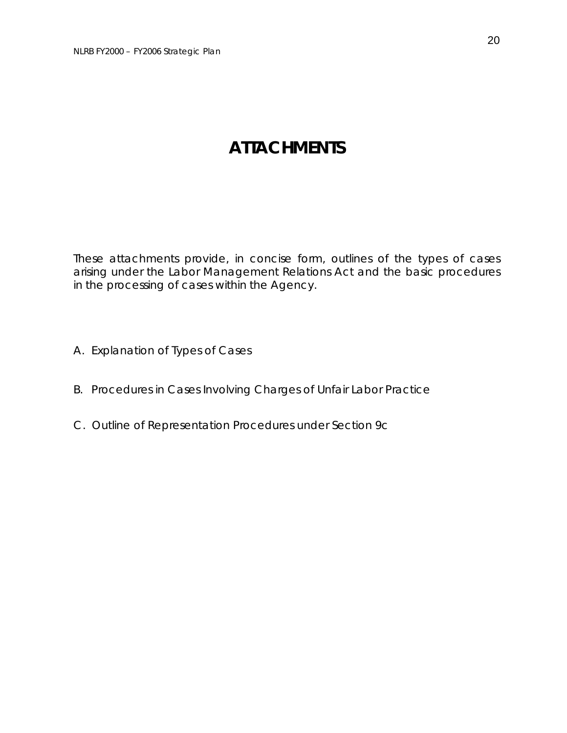# ATTACHMENTS

These attachments provide, in concise form, outlines of the types of cases arising under the Labor Management Relations Act and the basic procedures in the processing of cases within the Agency.

A. Explanation of Types of Cases

B. Procedures in Cases Involving Charges of Unfair Labor Practice

C. Outline of Representation Procedures under Section 9c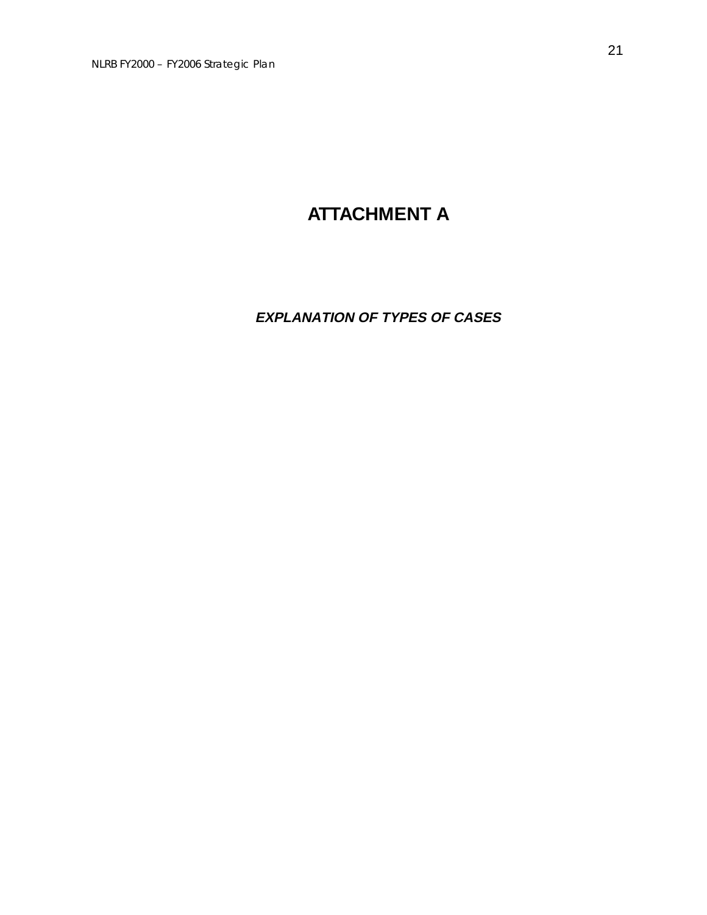# ATTACHMENT A

***EXPLANATION OF TYPES OF CASES***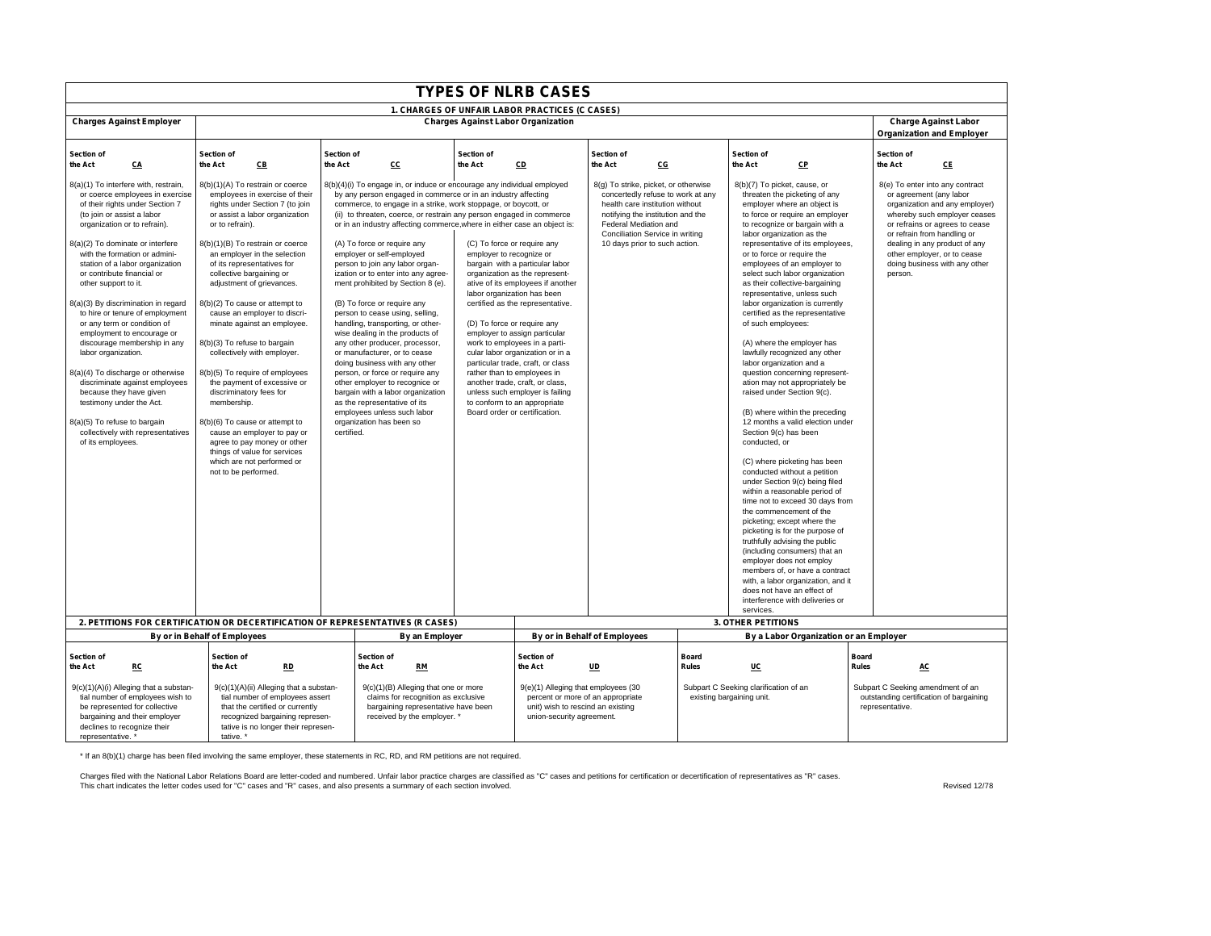# TYPES OF NLRB CASES

## 1. CHARGES OF UNFAIR LABOR PRACTICES (C CASES)

| Charges Against Employer | Charges Against Labor Organization | | | | | Charge Against Labor Organization and Employer |
|---|---|---|---|---|---|---|
| Section of the Act **CA** | Section of the Act **CB** | Section of the Act **CC** | Section of the Act **CD** | Section of the Act **CG** | Section of the Act **CP** | Section of the Act **CE** |
| 8(a)(1) To interfere with, restrain, or coerce employees in exercise of their rights under Section 7 (to join or assist a labor organization or to refrain).<br><br>8(a)(2) To dominate or interfere with the formation or administration of a labor organization or contribute financial or other support to it.<br><br>8(a)(3) By discrimination in regard to hire or tenure of employment or any term or condition of employment to encourage or discourage membership in any labor organization.<br><br>8(a)(4) To discharge or otherwise discriminate against employees because they have given testimony under the Act.<br><br>8(a)(5) To refuse to bargain collectively with representatives of its employees. | 8(b)(1)(A) To restrain or coerce employees in exercise of their rights under Section 7 (to join or assist a labor organization or to refrain).<br><br>8(b)(1)(B) To restrain or coerce an employer in the selection of its representatives for collective bargaining or adjustment of grievances.<br><br>8(b)(2) To cause or attempt to cause an employer to discriminate against an employee.<br><br>8(b)(3) To refuse to bargain collectively with employer.<br><br>8(b)(5) To require of employees the payment of excessive or discriminatory fees for membership.<br><br>8(b)(6) To cause or attempt to cause an employer to pay or agree to pay money or other things of value for services which are not performed or not to be performed. | 8(b)(4)(i) To engage in, or induce or encourage any individual employed by any person engaged in commerce or in an industry affecting commerce, to engage in a strike, work stoppage, or boycott, or (ii) to threaten, coerce, or restrain any person engaged in commerce or in an industry affecting commerce,where in either case an object is:<br><br>(A) To force or require any employer or self-employed person to join any labor organization or to enter into any agreement prohibited by Section 8 (e).<br><br>(B) To force or require any person to cease using, selling, handling, transporting, or otherwise dealing in the products of any other producer, processor, or manufacturer, or to cease doing business with any other person, or force or require any other employer to recognize or bargain with a labor organization as the representative of its employees unless such labor organization has been so certified. | (C) To force or require any employer to recognize or bargain with a particular labor organization as the representative of its employees if another labor organization has been certified as the representative.<br><br>(D) To force or require any employer to assign particular work to employees in a particular labor organization or in a particular trade, craft, or class rather than to employees in another trade, craft, or class, unless such employer is failing to conform to an appropriate Board order or certification. | 8(g) To strike, picket, or otherwise concertedly refuse to work at any health care institution without notifying the institution and the Federal Mediation and Conciliation Service in writing 10 days prior to such action. | 8(b)(7) To picket, cause, or threaten the picketing of any employer where an object is to force or require an employer to recognize or bargain with a labor organization as the representative of its employees, or to force or require the employees of an employer to select such labor organization as their collective-bargaining representative, unless such labor organization is currently certified as the representative of such employees:<br><br>(A) where the employer has lawfully recognized any other labor organization and a question concerning representation may not appropriately be raised under Section 9(c).<br><br>(B) where within the preceding 12 months a valid election under Section 9(c) has been conducted, or<br><br>(C) where picketing has been conducted without a petition under Section 9(c) being filed within a reasonable period of time not to exceed 30 days from the commencement of the picketing; except where the picketing is for the purpose of truthfully advising the public (including consumers) that an employer does not employ members of, or have a contract with, a labor organization, and it does not have an effect of interference with deliveries or services. | 8(e) To enter into any contract or agreement (any labor organization and any employer) whereby such employer ceases or refrains or agrees to cease or refrain from handling or dealing in any product of any other employer, or to cease doing business with any other person. |

## 2. PETITIONS FOR CERTIFICATION OR DECERTIFICATION OF REPRESENTATIVES (R CASES) / 3. OTHER PETITIONS

| By or in Behalf of Employees | | By an Employer | By or in Behalf of Employees | By a Labor Organization or an Employer | |
|---|---|---|---|---|---|
| Section of the Act **RC** | Section of the Act **RD** | Section of the Act **RM** | Section of the Act **UD** | Board Rules **UC** | Board Rules **AC** |
| 9(c)(1)(A)(i) Alleging that a substantial number of employees wish to be represented for collective bargaining and their employer declines to recognize their representative. * | 9(c)(1)(A)(ii) Alleging that a substantial number of employees assert that the certified or currently recognized bargaining representative is no longer their representative. * | 9(c)(1)(B) Alleging that one or more claims for recognition as exclusive bargaining representative have been received by the employer. * | 9(e)(1) Alleging that employees (30 percent or more of an appropriate unit) wish to rescind an existing union-security agreement. | Subpart C Seeking clarification of an existing bargaining unit. | Subpart C Seeking amendment of an outstanding certification of bargaining representative. |

\* If an 8(b)(1) charge has been filed involving the same employer, these statements in RC, RD, and RM petitions are not required.

Charges filed with the National Labor Relations Board are letter-coded and numbered. Unfair labor practice charges are classified as "C" cases and petitions for certification or decertification of representatives as "R" cases. This chart indicates the letter codes used for "C" cases and "R" cases, and also presents a summary of each section involved.

Revised 12/78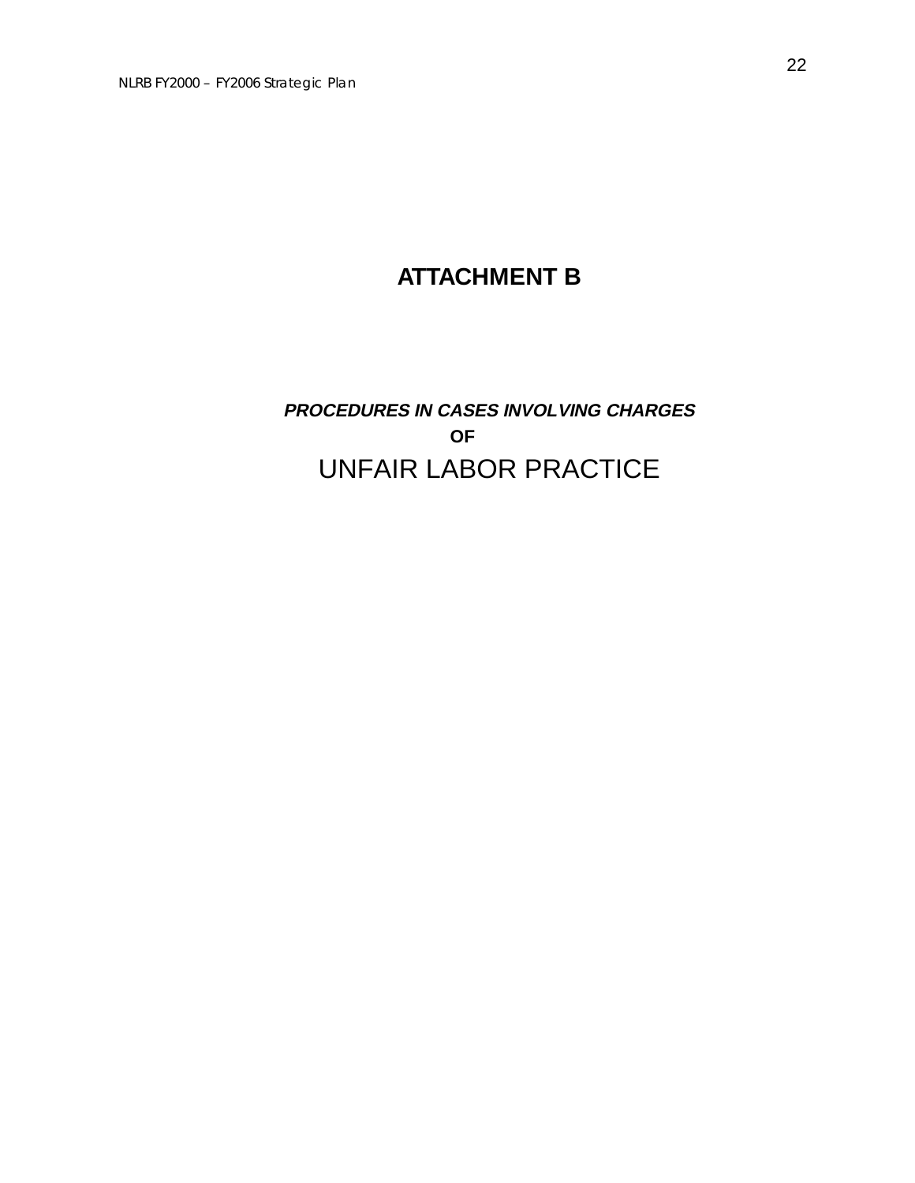# ATTACHMENT B

***PROCEDURES IN CASES INVOLVING CHARGES***

**OF**

UNFAIR LABOR PRACTICE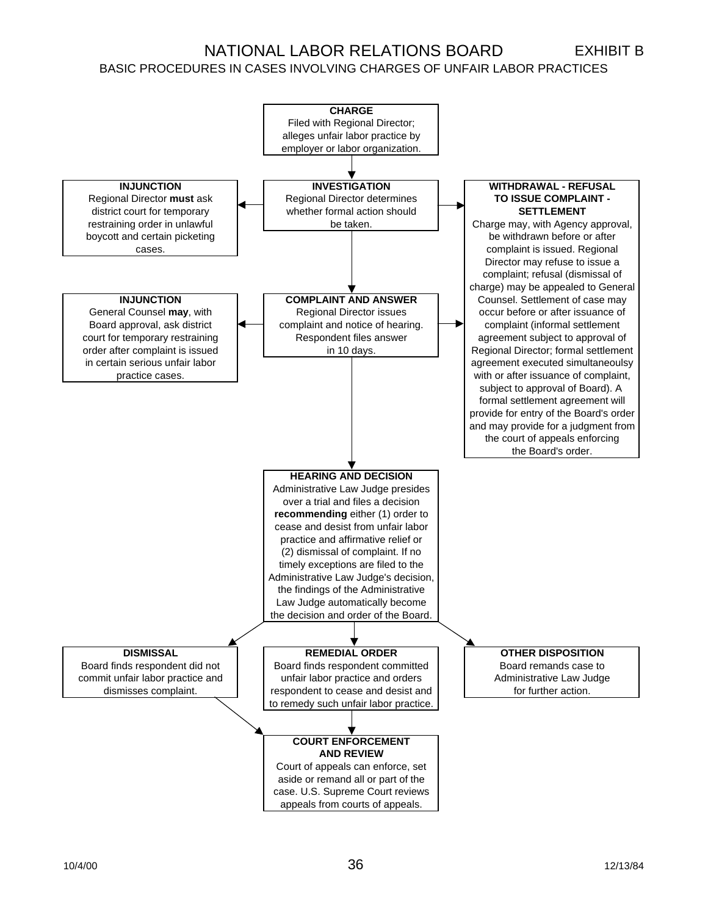# NATIONAL LABOR RELATIONS BOARD

EXHIBIT B

## BASIC PROCEDURES IN CASES INVOLVING CHARGES OF UNFAIR LABOR PRACTICES

**CHARGE**
Filed with Regional Director; alleges unfair labor practice by employer or labor organization.

**INVESTIGATION**
Regional Director determines whether formal action should be taken.

**INJUNCTION**
Regional Director **must** ask district court for temporary restraining order in unlawful boycott and certain picketing cases.

**WITHDRAWAL - REFUSAL TO ISSUE COMPLAINT - SETTLEMENT**
Charge may, with Agency approval, be withdrawn before or after complaint is issued. Regional Director may refuse to issue a complaint; refusal (dismissal of charge) may be appealed to General Counsel. Settlement of case may occur before or after issuance of complaint (informal settlement agreement subject to approval of Regional Director; formal settlement agreement executed simultaneoulsy with or after issuance of complaint, subject to approval of Board). A formal settlement agreement will provide for entry of the Board's order and may provide for a judgment from the court of appeals enforcing the Board's order.

**COMPLAINT AND ANSWER**
Regional Director issues complaint and notice of hearing. Respondent files answer in 10 days.

**INJUNCTION**
General Counsel **may**, with Board approval, ask district court for temporary restraining order after complaint is issued in certain serious unfair labor practice cases.

**HEARING AND DECISION**
Administrative Law Judge presides over a trial and files a decision **recommending** either (1) order to cease and desist from unfair labor practice and affirmative relief or (2) dismissal of complaint. If no timely exceptions are filed to the Administrative Law Judge's decision, the findings of the Administrative Law Judge automatically become the decision and order of the Board.

**DISMISSAL**
Board finds respondent did not commit unfair labor practice and dismisses complaint.

**REMEDIAL ORDER**
Board finds respondent committed unfair labor practice and orders respondent to cease and desist and to remedy such unfair labor practice.

**OTHER DISPOSITION**
Board remands case to Administrative Law Judge for further action.

**COURT ENFORCEMENT AND REVIEW**
Court of appeals can enforce, set aside or remand all or part of the case. U.S. Supreme Court reviews appeals from courts of appeals.

10/4/00 12/13/84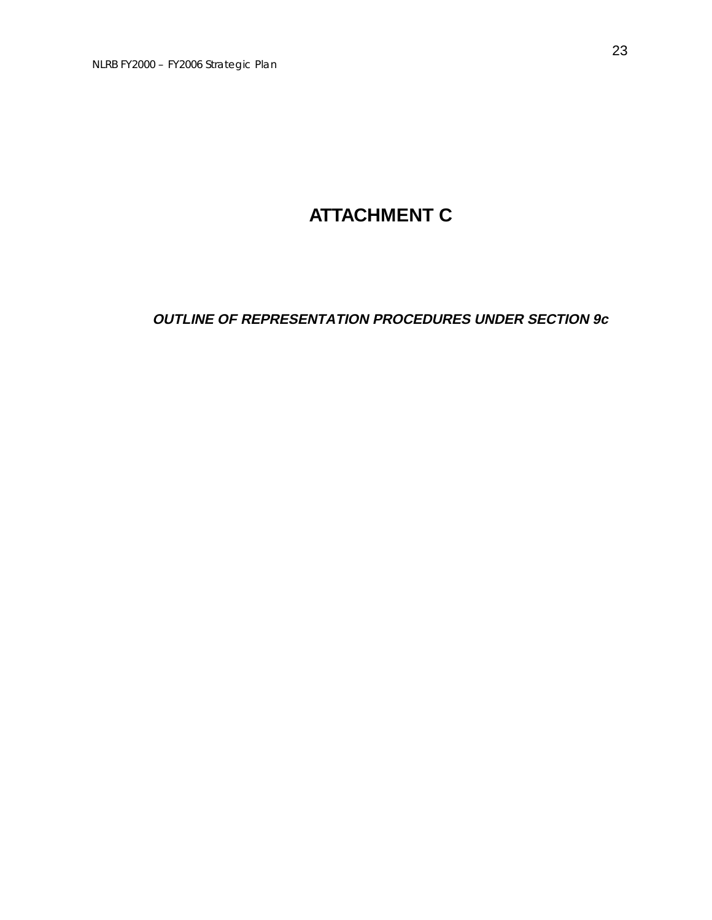# ATTACHMENT C

***OUTLINE OF REPRESENTATION PROCEDURES UNDER SECTION 9c***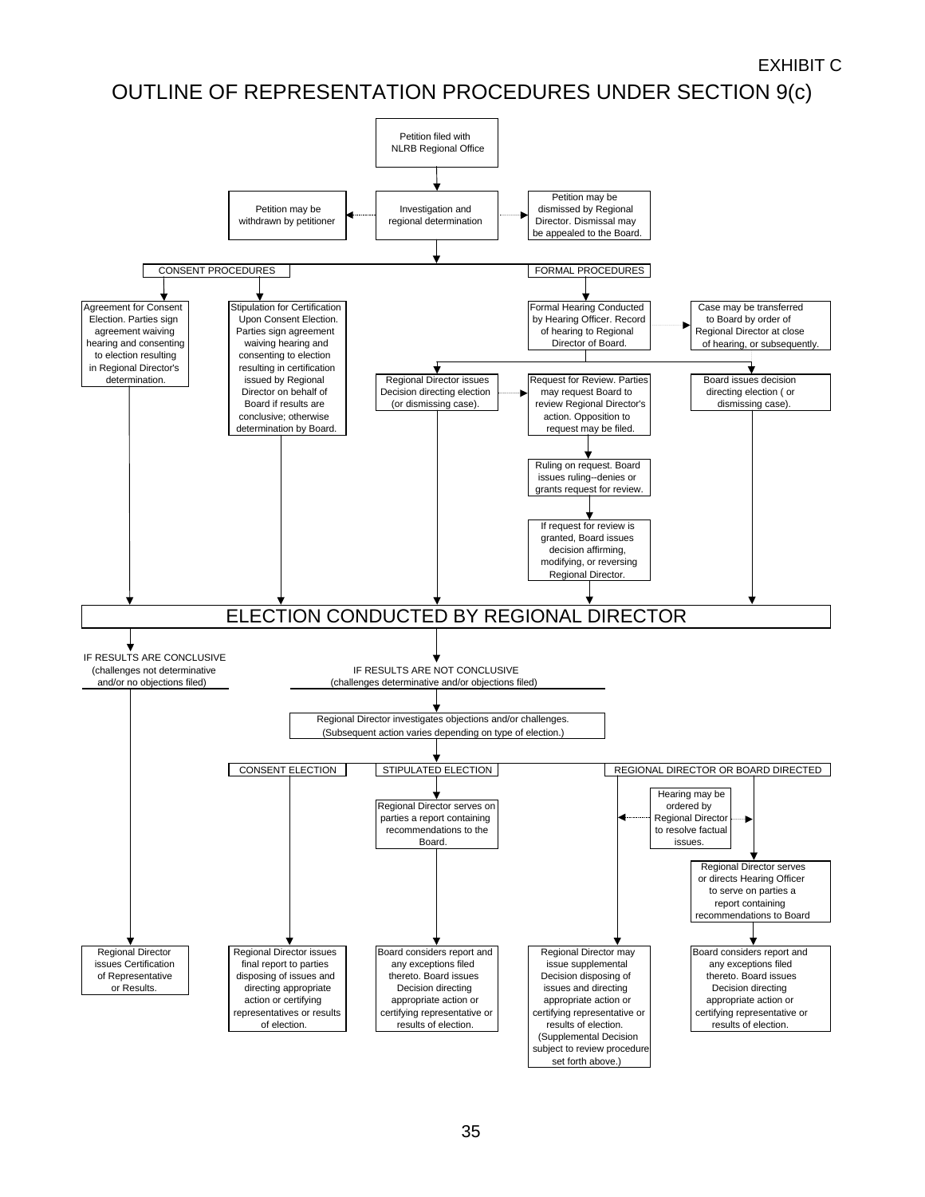EXHIBIT C

# OUTLINE OF REPRESENTATION PROCEDURES UNDER SECTION 9(c)

Petition filed with NLRB Regional Office

Petition may be withdrawn by petitioner

Investigation and regional determination

Petition may be dismissed by Regional Director. Dismissal may be appealed to the Board.

CONSENT PROCEDURES

FORMAL PROCEDURES

Agreement for Consent Election. Parties sign agreement waiving hearing and consenting to election resulting in Regional Director's determination.

Stipulation for Certification Upon Consent Election. Parties sign agreement waiving hearing and consenting to election resulting in certification issued by Regional Director on behalf of Board if results are conclusive; otherwise determination by Board.

Formal Hearing Conducted by Hearing Officer. Record of hearing to Regional Director of Board.

Case may be transferred to Board by order of Regional Director at close of hearing, or subsequently.

Regional Director issues Decision directing election (or dismissing case).

Request for Review. Parties may request Board to review Regional Director's action. Opposition to request may be filed.

Board issues decision directing election ( or dismissing case).

Ruling on request. Board issues ruling--denies or grants request for review.

If request for review is granted, Board issues decision affirming, modifying, or reversing Regional Director.

## ELECTION CONDUCTED BY REGIONAL DIRECTOR

IF RESULTS ARE CONCLUSIVE (challenges not determinative and/or no objections filed)

IF RESULTS ARE NOT CONCLUSIVE (challenges determinative and/or objections filed)

Regional Director investigates objections and/or challenges. (Subsequent action varies depending on type of election.)

CONSENT ELECTION

STIPULATED ELECTION

REGIONAL DIRECTOR OR BOARD DIRECTED

Regional Director serves on parties a report containing recommendations to the Board.

Hearing may be ordered by Regional Director to resolve factual issues.

Regional Director serves or directs Hearing Officer to serve on parties a report containing recommendations to Board

Regional Director issues Certification of Representative or Results.

Regional Director issues final report to parties disposing of issues and directing appropriate action or certifying representatives or results of election.

Board considers report and any exceptions filed thereto. Board issues Decision directing appropriate action or certifying representative or results of election.

Regional Director may issue supplemental Decision disposing of issues and directing appropriate action or certifying representative or results of election. (Supplemental Decision subject to review procedure set forth above.)

Board considers report and any exceptions filed thereto. Board issues Decision directing appropriate action or certifying representative or results of election.